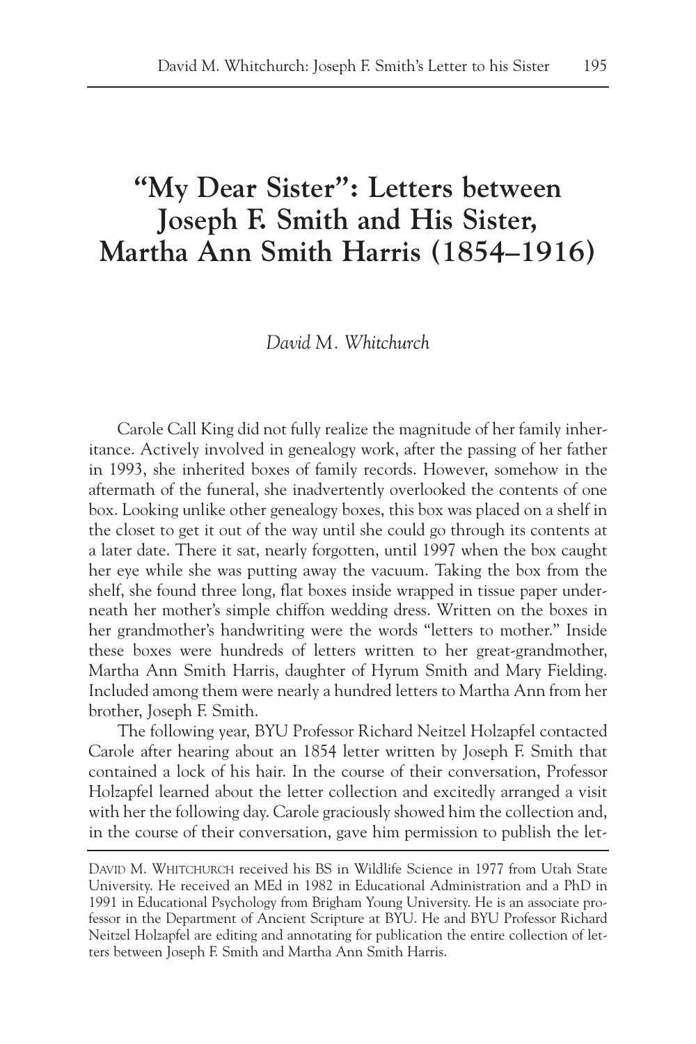# "My Dear Sister": Letters between Joseph F. Smith and His Sister, Martha Ann Smith Harris (1854–1916)

*David M. Whitchurch*

Carole Call King did not fully realize the magnitude of her family inheritance. Actively involved in genealogy work, after the passing of her father in 1993, she inherited boxes of family records. However, somehow in the aftermath of the funeral, she inadvertently overlooked the contents of one box. Looking unlike other genealogy boxes, this box was placed on a shelf in the closet to get it out of the way until she could go through its contents at a later date. There it sat, nearly forgotten, until 1997 when the box caught her eye while she was putting away the vacuum. Taking the box from the shelf, she found three long, flat boxes inside wrapped in tissue paper underneath her mother's simple chiffon wedding dress. Written on the boxes in her grandmother's handwriting were the words "letters to mother." Inside these boxes were hundreds of letters written to her great-grandmother, Martha Ann Smith Harris, daughter of Hyrum Smith and Mary Fielding. Included among them were nearly a hundred letters to Martha Ann from her brother, Joseph F. Smith.

The following year, BYU Professor Richard Neitzel Holzapfel contacted Carole after hearing about an 1854 letter written by Joseph F. Smith that contained a lock of his hair. In the course of their conversation, Professor Holzapfel learned about the letter collection and excitedly arranged a visit with her the following day. Carole graciously showed him the collection and, in the course of their conversation, gave him permission to publish the let-

David M. Whitchurch received his BS in Wildlife Science in 1977 from Utah State University. He received an MEd in 1982 in Educational Administration and a PhD in 1991 in Educational Psychology from Brigham Young University. He is an associate professor in the Department of Ancient Scripture at BYU. He and BYU Professor Richard Neitzel Holzapfel are editing and annotating for publication the entire collection of letters between Joseph F. Smith and Martha Ann Smith Harris.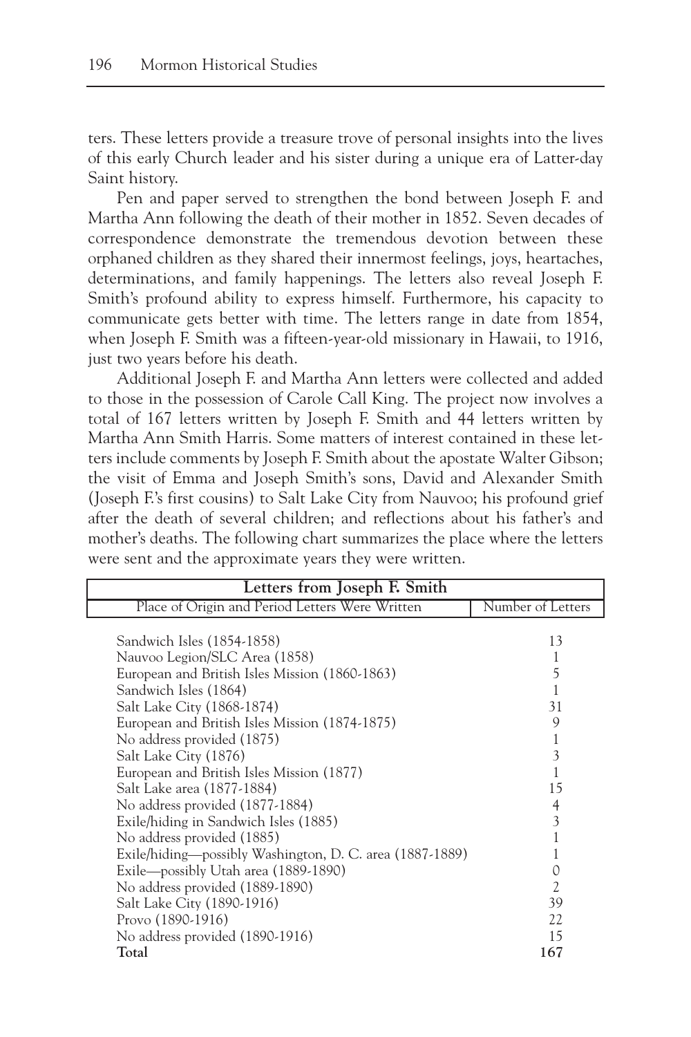ters. These letters provide a treasure trove of personal insights into the lives of this early Church leader and his sister during a unique era of Latter-day Saint history.

Pen and paper served to strengthen the bond between Joseph F. and Martha Ann following the death of their mother in 1852. Seven decades of correspondence demonstrate the tremendous devotion between these orphaned children as they shared their innermost feelings, joys, heartaches, determinations, and family happenings. The letters also reveal Joseph F. Smith's profound ability to express himself. Furthermore, his capacity to communicate gets better with time. The letters range in date from 1854, when Joseph F. Smith was a fifteen-year-old missionary in Hawaii, to 1916, just two years before his death.

Additional Joseph F. and Martha Ann letters were collected and added to those in the possession of Carole Call King. The project now involves a total of 167 letters written by Joseph F. Smith and 44 letters written by Martha Ann Smith Harris. Some matters of interest contained in these letters include comments by Joseph F. Smith about the apostate Walter Gibson; the visit of Emma and Joseph Smith's sons, David and Alexander Smith (Joseph F.'s first cousins) to Salt Lake City from Nauvoo; his profound grief after the death of several children; and reflections about his father's and mother's deaths. The following chart summarizes the place where the letters were sent and the approximate years they were written.

| **Letters from Joseph F. Smith** | |
|---|---|
| Place of Origin and Period Letters Were Written | Number of Letters |
| Sandwich Isles (1854-1858) | 13 |
| Nauvoo Legion/SLC Area (1858) | 1 |
| European and British Isles Mission (1860-1863) | 5 |
| Sandwich Isles (1864) | 1 |
| Salt Lake City (1868-1874) | 31 |
| European and British Isles Mission (1874-1875) | 9 |
| No address provided (1875) | 1 |
| Salt Lake City (1876) | 3 |
| European and British Isles Mission (1877) | 1 |
| Salt Lake area (1877-1884) | 15 |
| No address provided (1877-1884) | 4 |
| Exile/hiding in Sandwich Isles (1885) | 3 |
| No address provided (1885) | 1 |
| Exile/hiding—possibly Washington, D. C. area (1887-1889) | 1 |
| Exile—possibly Utah area (1889-1890) | 0 |
| No address provided (1889-1890) | 2 |
| Salt Lake City (1890-1916) | 39 |
| Provo (1890-1916) | 22 |
| No address provided (1890-1916) | 15 |
| **Total** | **167** |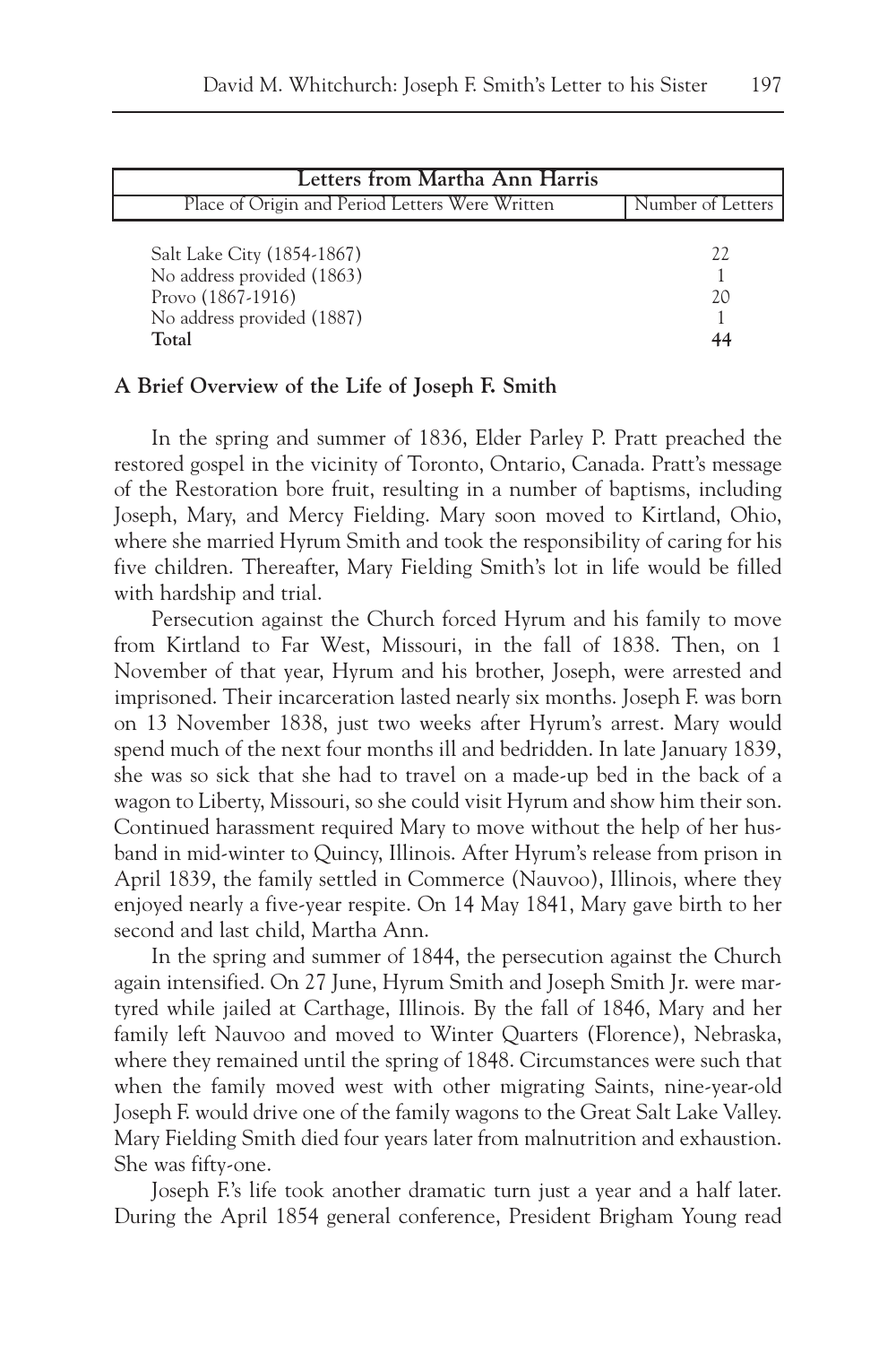| Letters from Martha Ann Harris | |
| --- | --- |
| Place of Origin and Period Letters Were Written | Number of Letters |
| Salt Lake City (1854-1867) | 22 |
| No address provided (1863) | 1 |
| Provo (1867-1916) | 20 |
| No address provided (1887) | 1 |
| **Total** | **44** |

### A Brief Overview of the Life of Joseph F. Smith

In the spring and summer of 1836, Elder Parley P. Pratt preached the restored gospel in the vicinity of Toronto, Ontario, Canada. Pratt's message of the Restoration bore fruit, resulting in a number of baptisms, including Joseph, Mary, and Mercy Fielding. Mary soon moved to Kirtland, Ohio, where she married Hyrum Smith and took the responsibility of caring for his five children. Thereafter, Mary Fielding Smith's lot in life would be filled with hardship and trial.

Persecution against the Church forced Hyrum and his family to move from Kirtland to Far West, Missouri, in the fall of 1838. Then, on 1 November of that year, Hyrum and his brother, Joseph, were arrested and imprisoned. Their incarceration lasted nearly six months. Joseph F. was born on 13 November 1838, just two weeks after Hyrum's arrest. Mary would spend much of the next four months ill and bedridden. In late January 1839, she was so sick that she had to travel on a made-up bed in the back of a wagon to Liberty, Missouri, so she could visit Hyrum and show him their son. Continued harassment required Mary to move without the help of her husband in mid-winter to Quincy, Illinois. After Hyrum's release from prison in April 1839, the family settled in Commerce (Nauvoo), Illinois, where they enjoyed nearly a five-year respite. On 14 May 1841, Mary gave birth to her second and last child, Martha Ann.

In the spring and summer of 1844, the persecution against the Church again intensified. On 27 June, Hyrum Smith and Joseph Smith Jr. were martyred while jailed at Carthage, Illinois. By the fall of 1846, Mary and her family left Nauvoo and moved to Winter Quarters (Florence), Nebraska, where they remained until the spring of 1848. Circumstances were such that when the family moved west with other migrating Saints, nine-year-old Joseph F. would drive one of the family wagons to the Great Salt Lake Valley. Mary Fielding Smith died four years later from malnutrition and exhaustion. She was fifty-one.

Joseph F.'s life took another dramatic turn just a year and a half later. During the April 1854 general conference, President Brigham Young read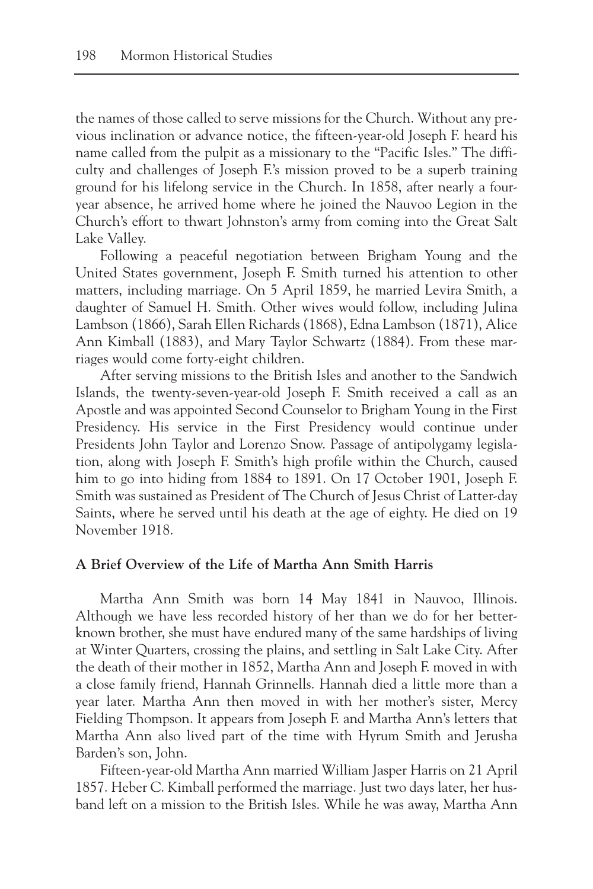the names of those called to serve missions for the Church. Without any previous inclination or advance notice, the fifteen-year-old Joseph F. heard his name called from the pulpit as a missionary to the "Pacific Isles." The difficulty and challenges of Joseph F.'s mission proved to be a superb training ground for his lifelong service in the Church. In 1858, after nearly a four-year absence, he arrived home where he joined the Nauvoo Legion in the Church's effort to thwart Johnston's army from coming into the Great Salt Lake Valley.

Following a peaceful negotiation between Brigham Young and the United States government, Joseph F. Smith turned his attention to other matters, including marriage. On 5 April 1859, he married Levira Smith, a daughter of Samuel H. Smith. Other wives would follow, including Julina Lambson (1866), Sarah Ellen Richards (1868), Edna Lambson (1871), Alice Ann Kimball (1883), and Mary Taylor Schwartz (1884). From these marriages would come forty-eight children.

After serving missions to the British Isles and another to the Sandwich Islands, the twenty-seven-year-old Joseph F. Smith received a call as an Apostle and was appointed Second Counselor to Brigham Young in the First Presidency. His service in the First Presidency would continue under Presidents John Taylor and Lorenzo Snow. Passage of antipolygamy legislation, along with Joseph F. Smith's high profile within the Church, caused him to go into hiding from 1884 to 1891. On 17 October 1901, Joseph F. Smith was sustained as President of The Church of Jesus Christ of Latter-day Saints, where he served until his death at the age of eighty. He died on 19 November 1918.

## A Brief Overview of the Life of Martha Ann Smith Harris

Martha Ann Smith was born 14 May 1841 in Nauvoo, Illinois. Although we have less recorded history of her than we do for her better-known brother, she must have endured many of the same hardships of living at Winter Quarters, crossing the plains, and settling in Salt Lake City. After the death of their mother in 1852, Martha Ann and Joseph F. moved in with a close family friend, Hannah Grinnells. Hannah died a little more than a year later. Martha Ann then moved in with her mother's sister, Mercy Fielding Thompson. It appears from Joseph F. and Martha Ann's letters that Martha Ann also lived part of the time with Hyrum Smith and Jerusha Barden's son, John.

Fifteen-year-old Martha Ann married William Jasper Harris on 21 April 1857. Heber C. Kimball performed the marriage. Just two days later, her husband left on a mission to the British Isles. While he was away, Martha Ann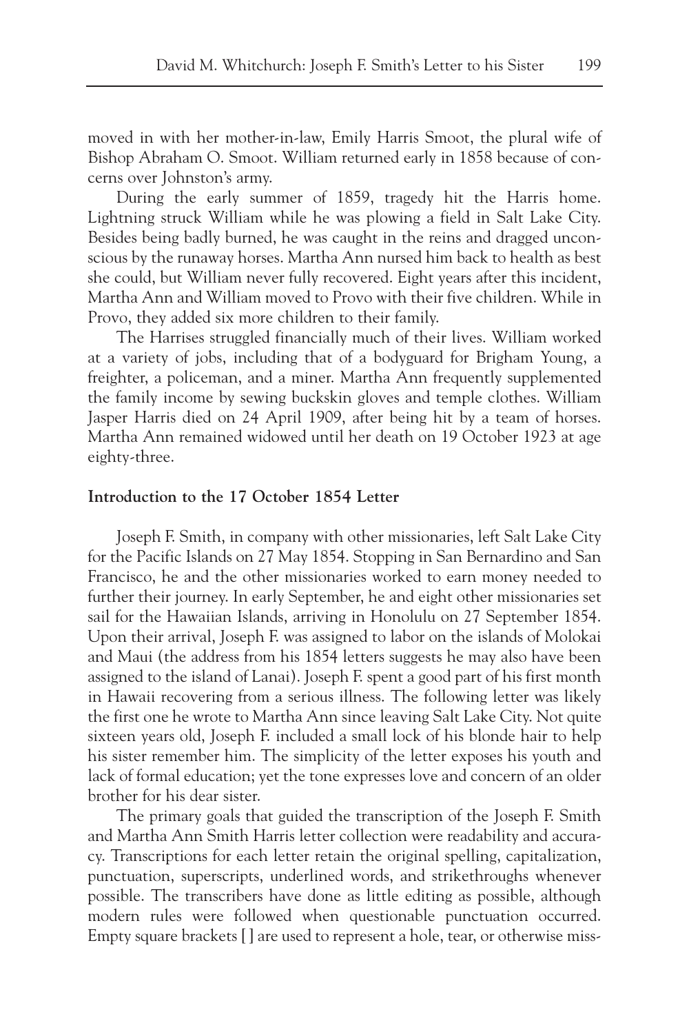moved in with her mother-in-law, Emily Harris Smoot, the plural wife of Bishop Abraham O. Smoot. William returned early in 1858 because of concerns over Johnston's army.

During the early summer of 1859, tragedy hit the Harris home. Lightning struck William while he was plowing a field in Salt Lake City. Besides being badly burned, he was caught in the reins and dragged unconscious by the runaway horses. Martha Ann nursed him back to health as best she could, but William never fully recovered. Eight years after this incident, Martha Ann and William moved to Provo with their five children. While in Provo, they added six more children to their family.

The Harrises struggled financially much of their lives. William worked at a variety of jobs, including that of a bodyguard for Brigham Young, a freighter, a policeman, and a miner. Martha Ann frequently supplemented the family income by sewing buckskin gloves and temple clothes. William Jasper Harris died on 24 April 1909, after being hit by a team of horses. Martha Ann remained widowed until her death on 19 October 1923 at age eighty-three.

**Introduction to the 17 October 1854 Letter**

Joseph F. Smith, in company with other missionaries, left Salt Lake City for the Pacific Islands on 27 May 1854. Stopping in San Bernardino and San Francisco, he and the other missionaries worked to earn money needed to further their journey. In early September, he and eight other missionaries set sail for the Hawaiian Islands, arriving in Honolulu on 27 September 1854. Upon their arrival, Joseph F. was assigned to labor on the islands of Molokai and Maui (the address from his 1854 letters suggests he may also have been assigned to the island of Lanai). Joseph F. spent a good part of his first month in Hawaii recovering from a serious illness. The following letter was likely the first one he wrote to Martha Ann since leaving Salt Lake City. Not quite sixteen years old, Joseph F. included a small lock of his blonde hair to help his sister remember him. The simplicity of the letter exposes his youth and lack of formal education; yet the tone expresses love and concern of an older brother for his dear sister.

The primary goals that guided the transcription of the Joseph F. Smith and Martha Ann Smith Harris letter collection were readability and accuracy. Transcriptions for each letter retain the original spelling, capitalization, punctuation, superscripts, underlined words, and strikethroughs whenever possible. The transcribers have done as little editing as possible, although modern rules were followed when questionable punctuation occurred. Empty square brackets [ ] are used to represent a hole, tear, or otherwise miss-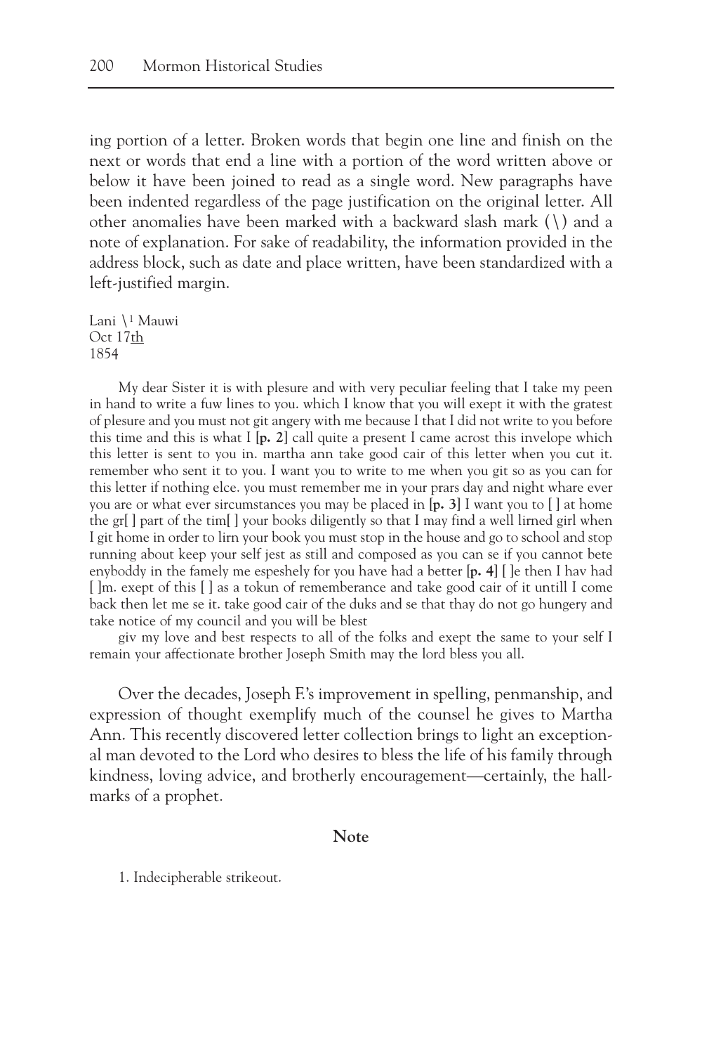ing portion of a letter. Broken words that begin one line and finish on the next or words that end a line with a portion of the word written above or below it have been joined to read as a single word. New paragraphs have been indented regardless of the page justification on the original letter. All other anomalies have been marked with a backward slash mark (\) and a note of explanation. For sake of readability, the information provided in the address block, such as date and place written, have been standardized with a left-justified margin.

Lani \[1] Mauwi
Oct 17th
1854

My dear Sister it is with plesure and with very peculiar feeling that I take my peen in hand to write a fuw lines to you. which I know that you will exept it with the gratest of plesure and you must not git angery with me because I that I did not write to you before this time and this is what I **[p. 2]** call quite a present I came acrost this invelope which this letter is sent to you in. martha ann take good cair of this letter when you cut it. remember who sent it to you. I want you to write to me when you git so as you can for this letter if nothing elce. you must remember me in your prars day and night whare ever you are or what ever sircumstances you may be placed in **[p. 3]** I want you to [ ] at home the gr[ ] part of the tim[ ] your books diligently so that I may find a well lirned girl when I git home in order to lirn your book you must stop in the house and go to school and stop running about keep your self jest as still and composed as you can se if you cannot bete enyboddy in the famely me espeshely for you have had a better **[p. 4]** [ ]e then I hav had [ ]m. exept of this [ ] as a tokun of rememberance and take good cair of it untill I come back then let me se it. take good cair of the duks and se that thay do not go hungery and take notice of my council and you will be blest

giv my love and best respects to all of the folks and exept the same to your self I remain your affectionate brother Joseph Smith may the lord bless you all.

Over the decades, Joseph F.'s improvement in spelling, penmanship, and expression of thought exemplify much of the counsel he gives to Martha Ann. This recently discovered letter collection brings to light an exceptional man devoted to the Lord who desires to bless the life of his family through kindness, loving advice, and brotherly encouragement—certainly, the hallmarks of a prophet.

## Note

1. Indecipherable strikeout.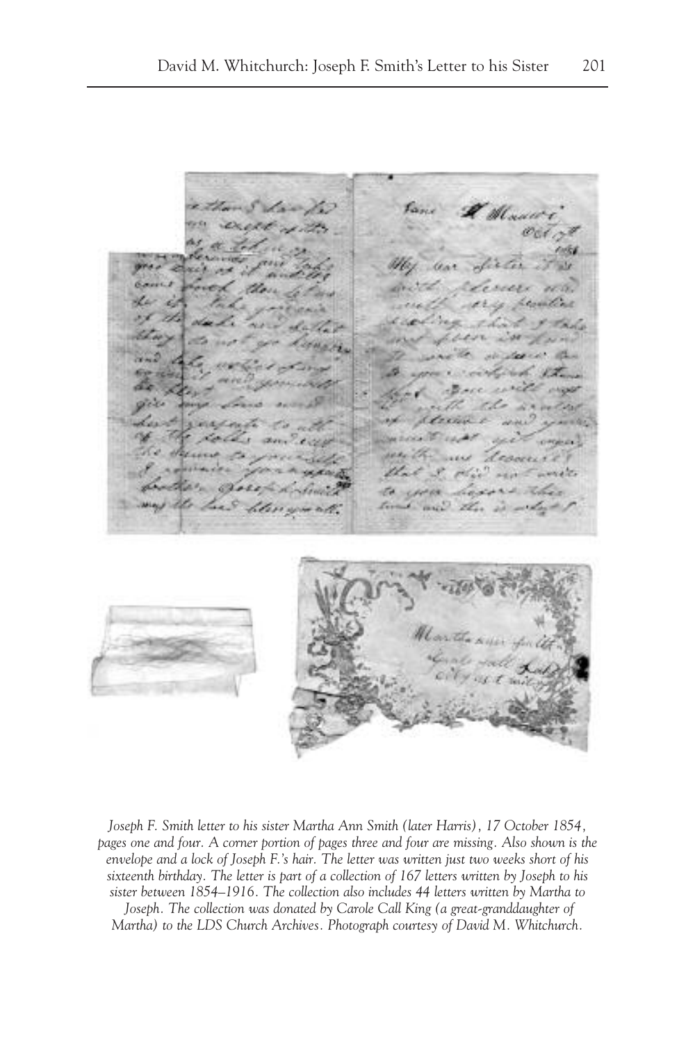*Joseph F. Smith letter to his sister Martha Ann Smith (later Harris), 17 October 1854, pages one and four. A corner portion of pages three and four are missing. Also shown is the envelope and a lock of Joseph F.'s hair. The letter was written just two weeks short of his sixteenth birthday. The letter is part of a collection of 167 letters written by Joseph to his sister between 1854–1916. The collection also includes 44 letters written by Martha to Joseph. The collection was donated by Carole Call King (a great-granddaughter of Martha) to the LDS Church Archives. Photograph courtesy of David M. Whitchurch.*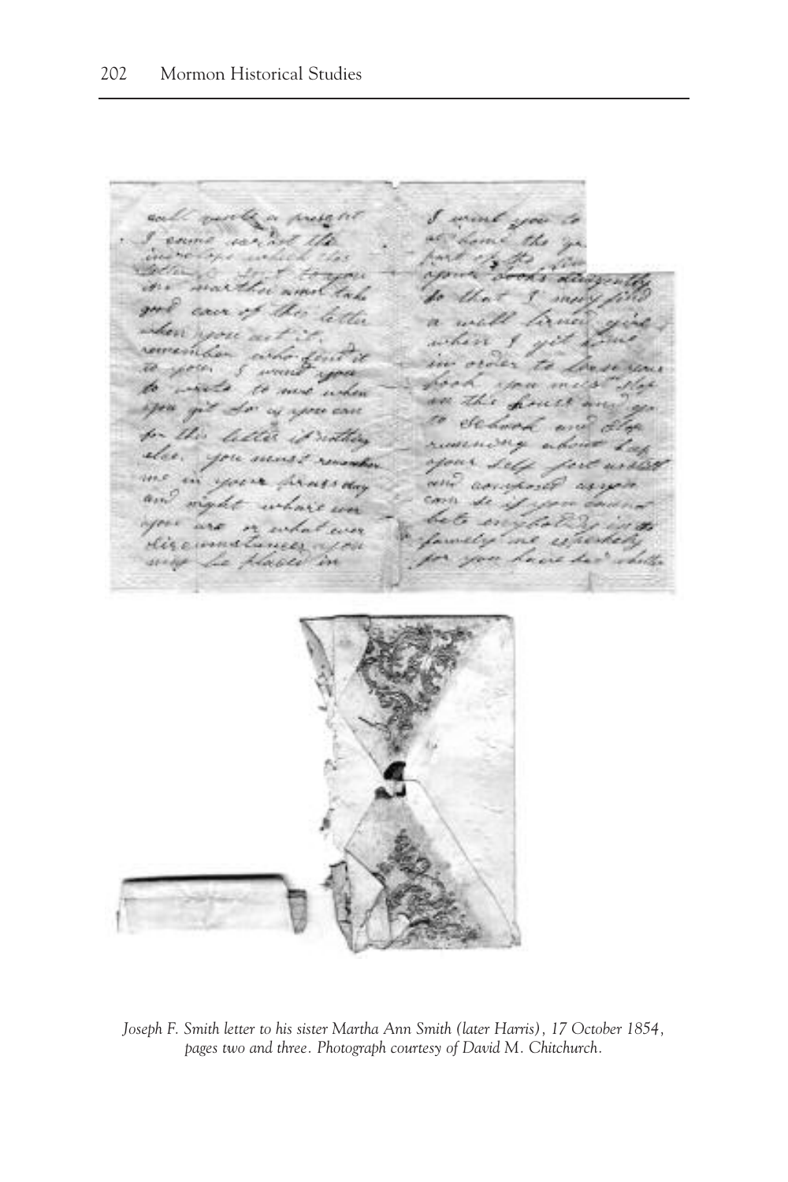*Joseph F. Smith letter to his sister Martha Ann Smith (later Harris), 17 October 1854, pages two and three. Photograph courtesy of David M. Chitchurch.*